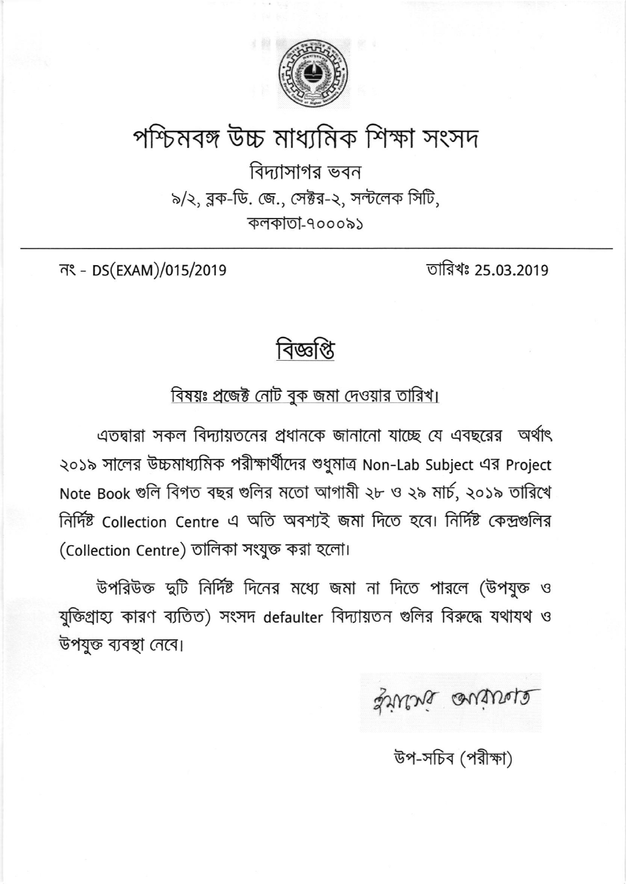# পশ্চিমবঙ্গ উচ্চ মাধ্যমিক শিক্ষা সংসদ

বিদ্যাসাগর ভবন
৯/২, ব্লক-ডি. জে., সেক্টর-২, সল্টলেক সিটি,
কলকাতা-৭০০০৯১

---

নং - DS(EXAM)/015/2019

তারিখঃ 25.03.2019

## বিজ্ঞপ্তি

বিষয়ঃ প্রজেক্ট নোট বুক জমা দেওয়ার তারিখ।

এতদ্বারা সকল বিদ্যায়তনের প্রধানকে জানানো যাচ্ছে যে এবছরের অর্থাৎ ২০১৯ সালের উচ্চমাধ্যমিক পরীক্ষার্থীদের শুধুমাত্র Non-Lab Subject এর Project Note Book গুলি বিগত বছর গুলির মতো আগামী ২৮ ও ২৯ মার্চ, ২০১৯ তারিখে নির্দিষ্ট Collection Centre এ অতি অবশ্যই জমা দিতে হবে। নির্দিষ্ট কেন্দ্রগুলির (Collection Centre) তালিকা সংযুক্ত করা হলো।

উপরিউক্ত দুটি নির্দিষ্ট দিনের মধ্যে জমা না দিতে পারলে (উপযুক্ত ও যুক্তিগ্রাহ্য কারণ ব্যতিত) সংসদ defaulter বিদ্যায়তন গুলির বিরুদ্ধে যথাযথ ও উপযুক্ত ব্যবস্থা নেবে।

উপ-সচিব (পরীক্ষা)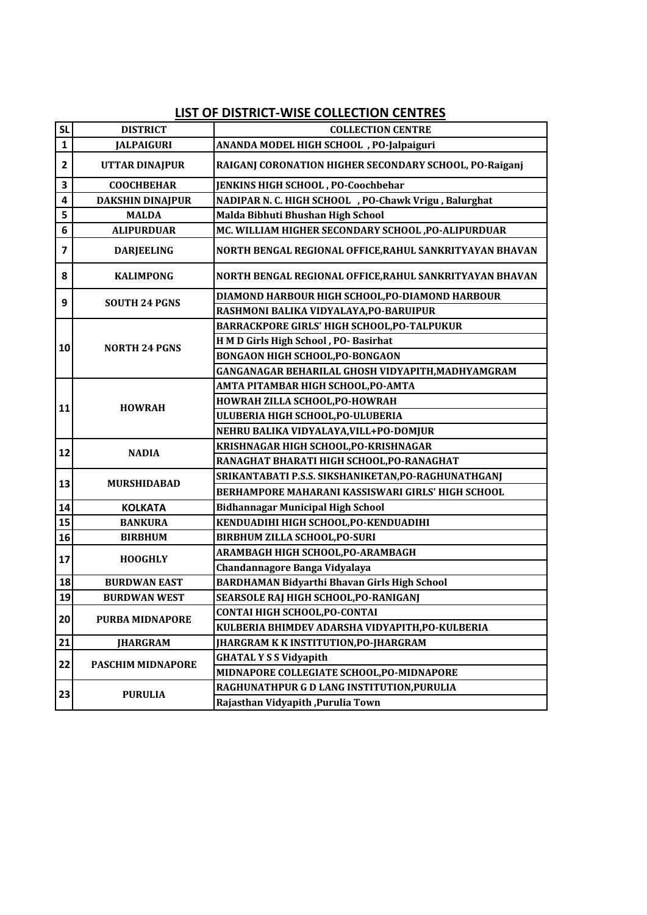## LIST OF DISTRICT-WISE COLLECTION CENTRES

| SL | DISTRICT | COLLECTION CENTRE |
|---|---|---|
| 1 | JALPAIGURI | ANANDA MODEL HIGH SCHOOL , PO-Jalpaiguri |
| 2 | UTTAR DINAJPUR | RAIGANJ CORONATION HIGHER SECONDARY SCHOOL, PO-Raiganj |
| 3 | COOCHBEHAR | JENKINS HIGH SCHOOL , PO-Coochbehar |
| 4 | DAKSHIN DINAJPUR | NADIPAR N. C. HIGH SCHOOL , PO-Chawk Vrigu , Balurghat |
| 5 | MALDA | Malda Bibhuti Bhushan High School |
| 6 | ALIPURDUAR | MC. WILLIAM HIGHER SECONDARY SCHOOL ,PO-ALIPURDUAR |
| 7 | DARJEELING | NORTH BENGAL REGIONAL OFFICE,RAHUL SANKRITYAYAN BHAVAN |
| 8 | KALIMPONG | NORTH BENGAL REGIONAL OFFICE,RAHUL SANKRITYAYAN BHAVAN |
| 9 | SOUTH 24 PGNS | DIAMOND HARBOUR HIGH SCHOOL,PO-DIAMOND HARBOUR |
| | | RASHMONI BALIKA VIDYALAYA,PO-BARUIPUR |
| 10 | NORTH 24 PGNS | BARRACKPORE GIRLS' HIGH SCHOOL,PO-TALPUKUR |
| | | H M D Girls High School , PO- Basirhat |
| | | BONGAON HIGH SCHOOL,PO-BONGAON |
| | | GANGANAGAR BEHARILAL GHOSH VIDYAPITH,MADHYAMGRAM |
| 11 | HOWRAH | AMTA PITAMBAR HIGH SCHOOL,PO-AMTA |
| | | HOWRAH ZILLA SCHOOL,PO-HOWRAH |
| | | ULUBERIA HIGH SCHOOL,PO-ULUBERIA |
| | | NEHRU BALIKA VIDYALAYA,VILL+PO-DOMJUR |
| 12 | NADIA | KRISHNAGAR HIGH SCHOOL,PO-KRISHNAGAR |
| | | RANAGHAT BHARATI HIGH SCHOOL,PO-RANAGHAT |
| 13 | MURSHIDABAD | SRIKANTABATI P.S.S. SIKSHANIKETAN,PO-RAGHUNATHGANJ |
| | | BERHAMPORE MAHARANI KASSISWARI GIRLS' HIGH SCHOOL |
| 14 | KOLKATA | Bidhannagar Municipal High School |
| 15 | BANKURA | KENDUADIHI HIGH SCHOOL,PO-KENDUADIHI |
| 16 | BIRBHUM | BIRBHUM ZILLA SCHOOL,PO-SURI |
| 17 | HOOGHLY | ARAMBAGH HIGH SCHOOL,PO-ARAMBAGH |
| | | Chandannagore Banga Vidyalaya |
| 18 | BURDWAN EAST | BARDHAMAN Bidyarthi Bhavan Girls High School |
| 19 | BURDWAN WEST | SEARSOLE RAJ HIGH SCHOOL,PO-RANIGANJ |
| 20 | PURBA MIDNAPORE | CONTAI HIGH SCHOOL,PO-CONTAI |
| | | KULBERIA BHIMDEV ADARSHA VIDYAPITH,PO-KULBERIA |
| 21 | JHARGRAM | JHARGRAM K K INSTITUTION,PO-JHARGRAM |
| 22 | PASCHIM MIDNAPORE | GHATAL Y S S Vidyapith |
| | | MIDNAPORE COLLEGIATE SCHOOL,PO-MIDNAPORE |
| 23 | PURULIA | RAGHUNATHPUR G D LANG INSTITUTION,PURULIA |
| | | Rajasthan Vidyapith ,Purulia Town |